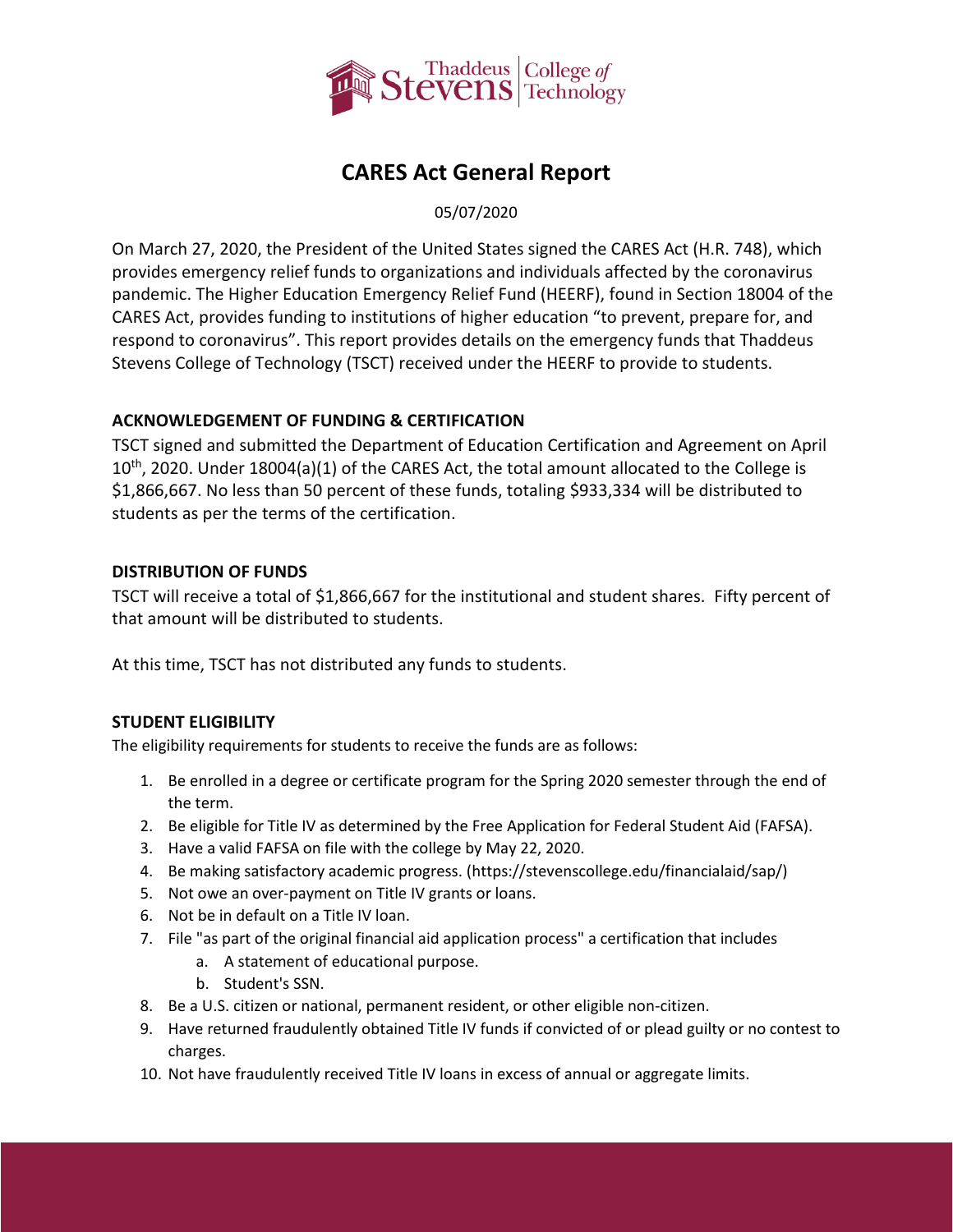# CARES Act General Report

05/07/2020

On March 27, 2020, the President of the United States signed the CARES Act (H.R. 748), which provides emergency relief funds to organizations and individuals affected by the coronavirus pandemic. The Higher Education Emergency Relief Fund (HEERF), found in Section 18004 of the CARES Act, provides funding to institutions of higher education "to prevent, prepare for, and respond to coronavirus". This report provides details on the emergency funds that Thaddeus Stevens College of Technology (TSCT) received under the HEERF to provide to students.

## ACKNOWLEDGEMENT OF FUNDING & CERTIFICATION

TSCT signed and submitted the Department of Education Certification and Agreement on April 10th, 2020. Under 18004(a)(1) of the CARES Act, the total amount allocated to the College is $1,866,667. No less than 50 percent of these funds, totaling $933,334 will be distributed to students as per the terms of the certification.

## DISTRIBUTION OF FUNDS

TSCT will receive a total of $1,866,667 for the institutional and student shares. Fifty percent of that amount will be distributed to students.

At this time, TSCT has not distributed any funds to students.

## STUDENT ELIGIBILITY

The eligibility requirements for students to receive the funds are as follows:

1. Be enrolled in a degree or certificate program for the Spring 2020 semester through the end of the term.
2. Be eligible for Title IV as determined by the Free Application for Federal Student Aid (FAFSA).
3. Have a valid FAFSA on file with the college by May 22, 2020.
4. Be making satisfactory academic progress. (https://stevenscollege.edu/financialaid/sap/)
5. Not owe an over-payment on Title IV grants or loans.
6. Not be in default on a Title IV loan.
7. File "as part of the original financial aid application process" a certification that includes
   a. A statement of educational purpose.
   b. Student's SSN.
8. Be a U.S. citizen or national, permanent resident, or other eligible non-citizen.
9. Have returned fraudulently obtained Title IV funds if convicted of or plead guilty or no contest to charges.
10. Not have fraudulently received Title IV loans in excess of annual or aggregate limits.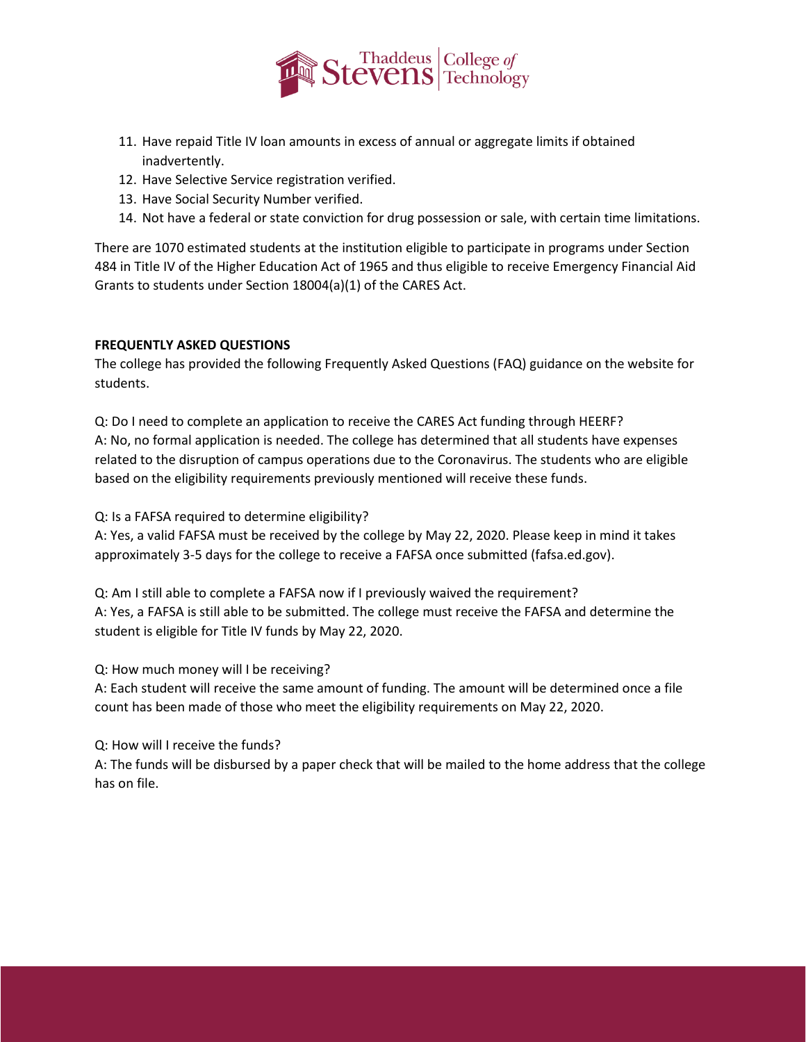11. Have repaid Title IV loan amounts in excess of annual or aggregate limits if obtained inadvertently.
12. Have Selective Service registration verified.
13. Have Social Security Number verified.
14. Not have a federal or state conviction for drug possession or sale, with certain time limitations.

There are 1070 estimated students at the institution eligible to participate in programs under Section 484 in Title IV of the Higher Education Act of 1965 and thus eligible to receive Emergency Financial Aid Grants to students under Section 18004(a)(1) of the CARES Act.

**FREQUENTLY ASKED QUESTIONS**

The college has provided the following Frequently Asked Questions (FAQ) guidance on the website for students.

Q: Do I need to complete an application to receive the CARES Act funding through HEERF?
A: No, no formal application is needed. The college has determined that all students have expenses related to the disruption of campus operations due to the Coronavirus. The students who are eligible based on the eligibility requirements previously mentioned will receive these funds.

Q: Is a FAFSA required to determine eligibility?
A: Yes, a valid FAFSA must be received by the college by May 22, 2020. Please keep in mind it takes approximately 3-5 days for the college to receive a FAFSA once submitted (fafsa.ed.gov).

Q: Am I still able to complete a FAFSA now if I previously waived the requirement?
A: Yes, a FAFSA is still able to be submitted. The college must receive the FAFSA and determine the student is eligible for Title IV funds by May 22, 2020.

Q: How much money will I be receiving?
A: Each student will receive the same amount of funding. The amount will be determined once a file count has been made of those who meet the eligibility requirements on May 22, 2020.

Q: How will I receive the funds?
A: The funds will be disbursed by a paper check that will be mailed to the home address that the college has on file.